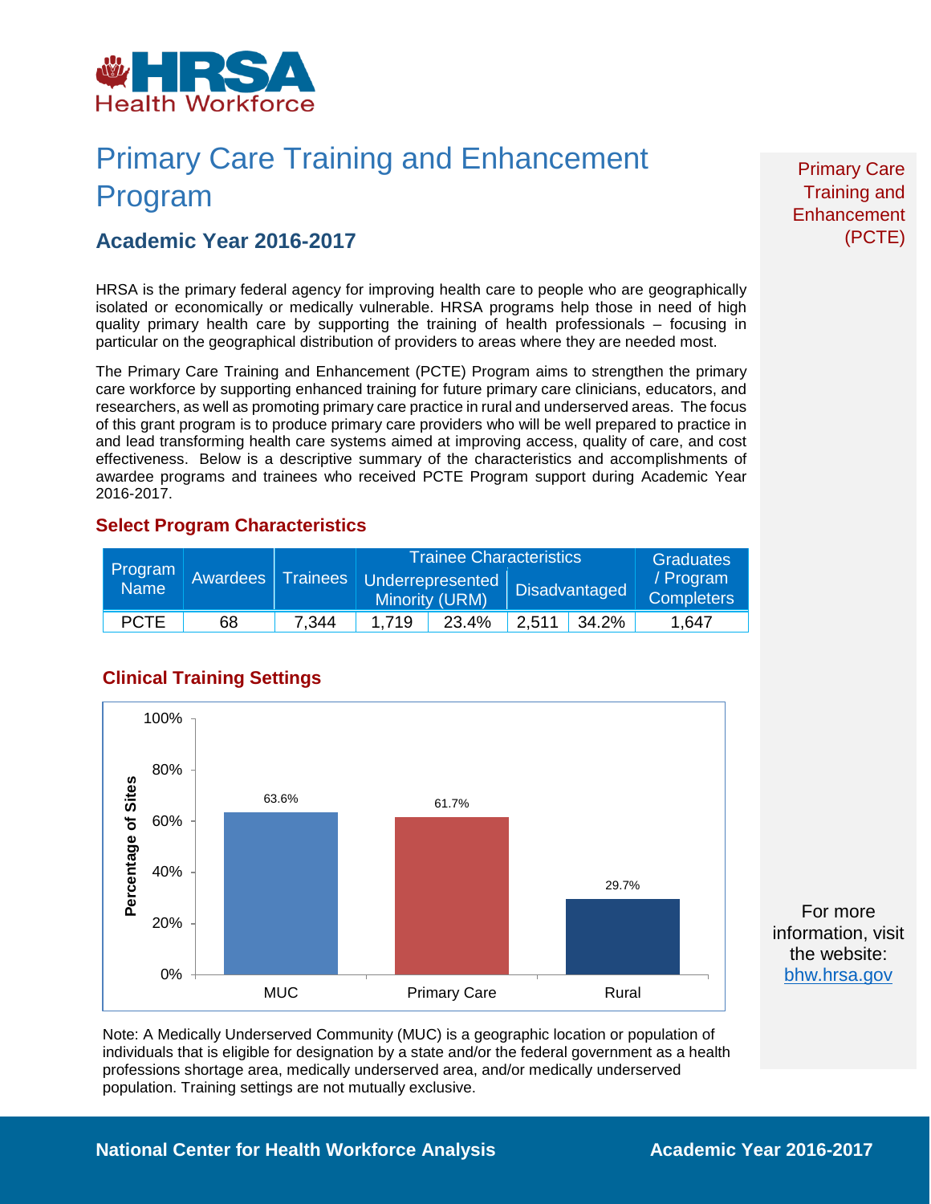HRSA Health Workforce

# Primary Care Training and Enhancement Program

## Academic Year 2016-2017

Primary Care Training and Enhancement (PCTE)

HRSA is the primary federal agency for improving health care to people who are geographically isolated or economically or medically vulnerable. HRSA programs help those in need of high quality primary health care by supporting the training of health professionals – focusing in particular on the geographical distribution of providers to areas where they are needed most.

The Primary Care Training and Enhancement (PCTE) Program aims to strengthen the primary care workforce by supporting enhanced training for future primary care clinicians, educators, and researchers, as well as promoting primary care practice in rural and underserved areas. The focus of this grant program is to produce primary care providers who will be well prepared to practice in and lead transforming health care systems aimed at improving access, quality of care, and cost effectiveness. Below is a descriptive summary of the characteristics and accomplishments of awardee programs and trainees who received PCTE Program support during Academic Year 2016-2017.

### Select Program Characteristics

| Program Name | Awardees | Trainees | Trainee Characteristics | | | | Graduates / Program Completers |
|---|---|---|---|---|---|---|---|
| | | | Underrepresented Minority (URM) | | Disadvantaged | | |
| PCTE | 68 | 7,344 | 1,719 | 23.4% | 2,511 | 34.2% | 1,647 |

### Clinical Training Settings

| Setting | Percentage of Sites |
|---|---|
| MUC | 63.6% |
| Primary Care | 61.7% |
| Rural | 29.7% |

Note: A Medically Underserved Community (MUC) is a geographic location or population of individuals that is eligible for designation by a state and/or the federal government as a health professions shortage area, medically underserved area, and/or medically underserved population. Training settings are not mutually exclusive.

For more information, visit the website: bhw.hrsa.gov

National Center for Health Workforce Analysis

Academic Year 2016-2017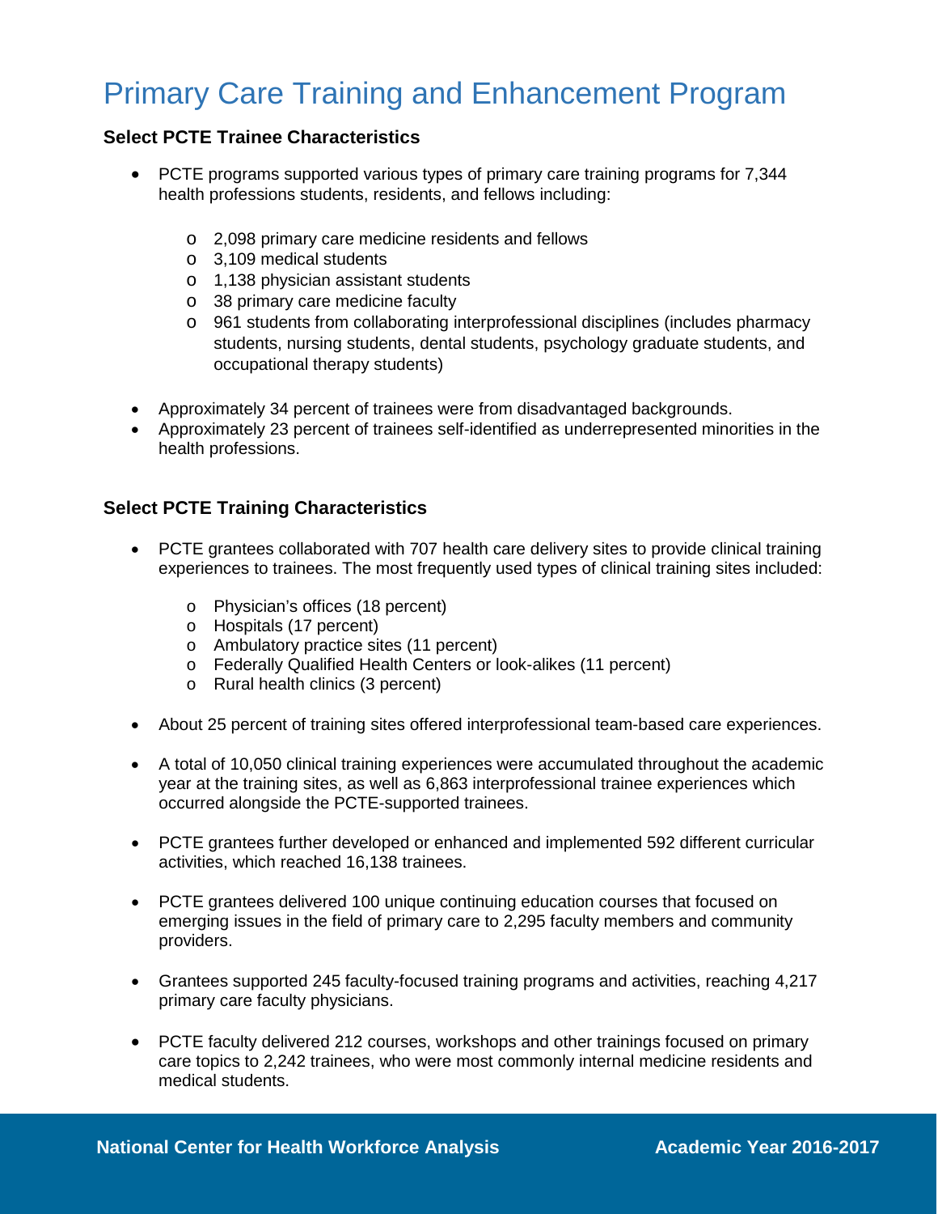# Primary Care Training and Enhancement Program

**Select PCTE Trainee Characteristics**

- PCTE programs supported various types of primary care training programs for 7,344 health professions students, residents, and fellows including:
  - 2,098 primary care medicine residents and fellows
  - 3,109 medical students
  - 1,138 physician assistant students
  - 38 primary care medicine faculty
  - 961 students from collaborating interprofessional disciplines (includes pharmacy students, nursing students, dental students, psychology graduate students, and occupational therapy students)
- Approximately 34 percent of trainees were from disadvantaged backgrounds.
- Approximately 23 percent of trainees self-identified as underrepresented minorities in the health professions.

**Select PCTE Training Characteristics**

- PCTE grantees collaborated with 707 health care delivery sites to provide clinical training experiences to trainees. The most frequently used types of clinical training sites included:
  - Physician's offices (18 percent)
  - Hospitals (17 percent)
  - Ambulatory practice sites (11 percent)
  - Federally Qualified Health Centers or look-alikes (11 percent)
  - Rural health clinics (3 percent)
- About 25 percent of training sites offered interprofessional team-based care experiences.
- A total of 10,050 clinical training experiences were accumulated throughout the academic year at the training sites, as well as 6,863 interprofessional trainee experiences which occurred alongside the PCTE-supported trainees.
- PCTE grantees further developed or enhanced and implemented 592 different curricular activities, which reached 16,138 trainees.
- PCTE grantees delivered 100 unique continuing education courses that focused on emerging issues in the field of primary care to 2,295 faculty members and community providers.
- Grantees supported 245 faculty-focused training programs and activities, reaching 4,217 primary care faculty physicians.
- PCTE faculty delivered 212 courses, workshops and other trainings focused on primary care topics to 2,242 trainees, who were most commonly internal medicine residents and medical students.